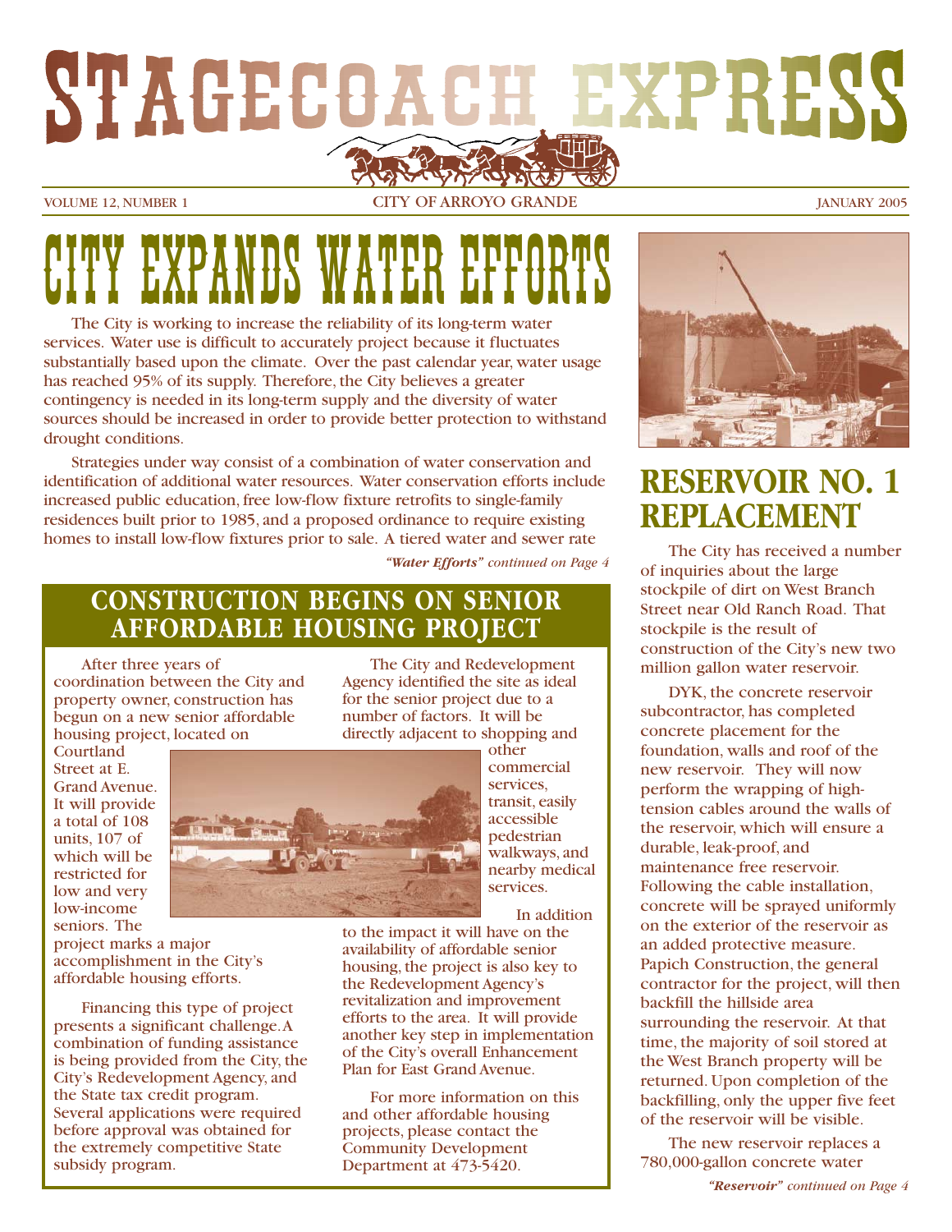# STAGECOACH EXPRESS

VOLUME 12, NUMBER 1 — CITY OF ARROYO GRANDE — JANUARY 2005

## CITY EXPANDS WATER EFFORTS

The City is working to increase the reliability of its long-term water services. Water use is difficult to accurately project because it fluctuates substantially based upon the climate. Over the past calendar year, water usage has reached 95% of its supply. Therefore, the City believes a greater contingency is needed in its long-term supply and the diversity of water sources should be increased in order to provide better protection to withstand drought conditions.

Strategies under way consist of a combination of water conservation and identification of additional water resources. Water conservation efforts include increased public education, free low-flow fixture retrofits to single-family residences built prior to 1985, and a proposed ordinance to require existing homes to install low-flow fixtures prior to sale. A tiered water and sewer rate

***"Water Efforts"** continued on Page 4*

## CONSTRUCTION BEGINS ON SENIOR AFFORDABLE HOUSING PROJECT

After three years of coordination between the City and property owner, construction has begun on a new senior affordable housing project, located on Courtland Street at E. Grand Avenue. It will provide a total of 108 units, 107 of which will be restricted for low and very low-income seniors. The project marks a major accomplishment in the City's affordable housing efforts.

Financing this type of project presents a significant challenge. A combination of funding assistance is being provided from the City, the City's Redevelopment Agency, and the State tax credit program. Several applications were required before approval was obtained for the extremely competitive State subsidy program.

The City and Redevelopment Agency identified the site as ideal for the senior project due to a number of factors. It will be directly adjacent to shopping and other commercial services, transit, easily accessible pedestrian walkways, and nearby medical services.

In addition to the impact it will have on the availability of affordable senior housing, the project is also key to the Redevelopment Agency's revitalization and improvement efforts to the area. It will provide another key step in implementation of the City's overall Enhancement Plan for East Grand Avenue.

For more information on this and other affordable housing projects, please contact the Community Development Department at 473-5420.

## RESERVOIR NO. 1 REPLACEMENT

The City has received a number of inquiries about the large stockpile of dirt on West Branch Street near Old Ranch Road. That stockpile is the result of construction of the City's new two million gallon water reservoir.

DYK, the concrete reservoir subcontractor, has completed concrete placement for the foundation, walls and roof of the new reservoir. They will now perform the wrapping of high-tension cables around the walls of the reservoir, which will ensure a durable, leak-proof, and maintenance free reservoir. Following the cable installation, concrete will be sprayed uniformly on the exterior of the reservoir as an added protective measure. Papich Construction, the general contractor for the project, will then backfill the hillside area surrounding the reservoir. At that time, the majority of soil stored at the West Branch property will be returned. Upon completion of the backfilling, only the upper five feet of the reservoir will be visible.

The new reservoir replaces a 780,000-gallon concrete water

***"Reservoir"** continued on Page 4*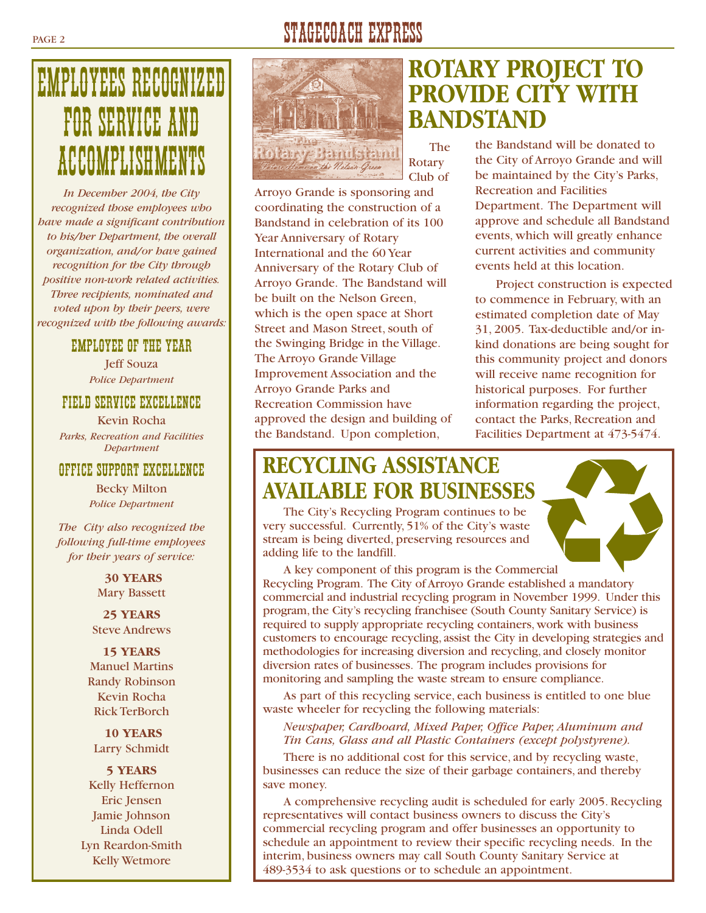# EMPLOYEES RECOGNIZED FOR SERVICE AND ACCOMPLISHMENTS

*In December 2004, the City recognized those employees who have made a significant contribution to his/her Department, the overall organization, and/or have gained recognition for the City through positive non-work related activities. Three recipients, nominated and voted upon by their peers, were recognized with the following awards:*

### EMPLOYEE OF THE YEAR

Jeff Souza
*Police Department*

### FIELD SERVICE EXCELLENCE

Kevin Rocha
*Parks, Recreation and Facilities Department*

### OFFICE SUPPORT EXCELLENCE

Becky Milton
*Police Department*

*The City also recognized the following full-time employees for their years of service:*

**30 YEARS**
Mary Bassett

**25 YEARS**
Steve Andrews

**15 YEARS**
Manuel Martins
Randy Robinson
Kevin Rocha
Rick TerBorch

**10 YEARS**
Larry Schmidt

**5 YEARS**
Kelly Heffernon
Eric Jensen
Jamie Johnson
Linda Odell
Lyn Reardon-Smith
Kelly Wetmore

# ROTARY PROJECT TO PROVIDE CITY WITH BANDSTAND

The Rotary Bandstand
*Future Home on the Nelson Green*

The Rotary Club of Arroyo Grande is sponsoring and coordinating the construction of a Bandstand in celebration of its 100 Year Anniversary of Rotary International and the 60 Year Anniversary of the Rotary Club of Arroyo Grande. The Bandstand will be built on the Nelson Green, which is the open space at Short Street and Mason Street, south of the Swinging Bridge in the Village. The Arroyo Grande Village Improvement Association and the Arroyo Grande Parks and Recreation Commission have approved the design and building of the Bandstand. Upon completion, the Bandstand will be donated to the City of Arroyo Grande and will be maintained by the City's Parks, Recreation and Facilities Department. The Department will approve and schedule all Bandstand events, which will greatly enhance current activities and community events held at this location.

Project construction is expected to commence in February, with an estimated completion date of May 31, 2005. Tax-deductible and/or in-kind donations are being sought for this community project and donors will receive name recognition for historical purposes. For further information regarding the project, contact the Parks, Recreation and Facilities Department at 473-5474.

# RECYCLING ASSISTANCE AVAILABLE FOR BUSINESSES

The City's Recycling Program continues to be very successful. Currently, 51% of the City's waste stream is being diverted, preserving resources and adding life to the landfill.

A key component of this program is the Commercial Recycling Program. The City of Arroyo Grande established a mandatory commercial and industrial recycling program in November 1999. Under this program, the City's recycling franchisee (South County Sanitary Service) is required to supply appropriate recycling containers, work with business customers to encourage recycling, assist the City in developing strategies and methodologies for increasing diversion and recycling, and closely monitor diversion rates of businesses. The program includes provisions for monitoring and sampling the waste stream to ensure compliance.

As part of this recycling service, each business is entitled to one blue waste wheeler for recycling the following materials:

*Newspaper, Cardboard, Mixed Paper, Office Paper, Aluminum and Tin Cans, Glass and all Plastic Containers (except polystyrene).*

There is no additional cost for this service, and by recycling waste, businesses can reduce the size of their garbage containers, and thereby save money.

A comprehensive recycling audit is scheduled for early 2005. Recycling representatives will contact business owners to discuss the City's commercial recycling program and offer businesses an opportunity to schedule an appointment to review their specific recycling needs. In the interim, business owners may call South County Sanitary Service at 489-3534 to ask questions or to schedule an appointment.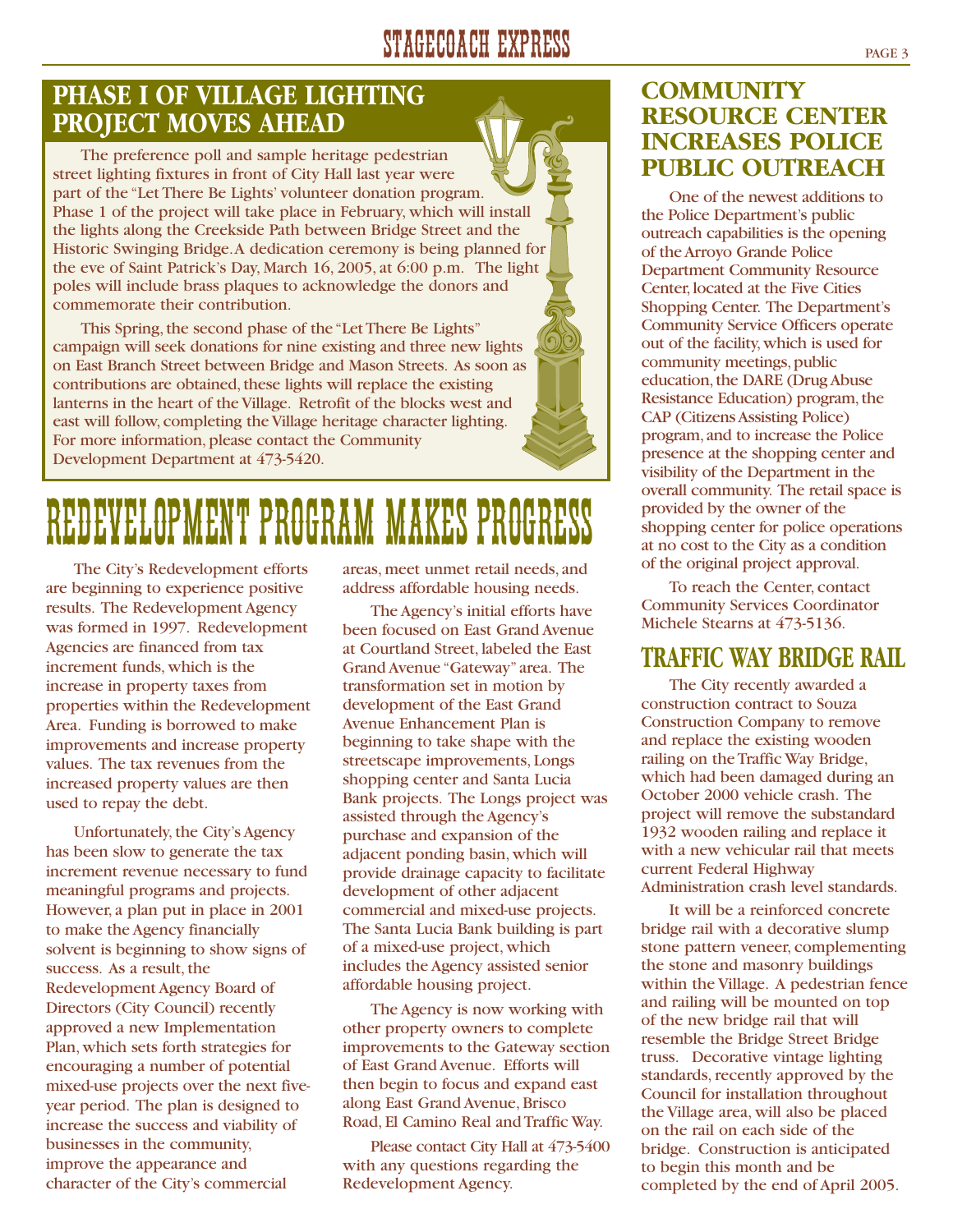## PHASE I OF VILLAGE LIGHTING PROJECT MOVES AHEAD

The preference poll and sample heritage pedestrian street lighting fixtures in front of City Hall last year were part of the "Let There Be Lights' volunteer donation program. Phase 1 of the project will take place in February, which will install the lights along the Creekside Path between Bridge Street and the Historic Swinging Bridge. A dedication ceremony is being planned for the eve of Saint Patrick's Day, March 16, 2005, at 6:00 p.m. The light poles will include brass plaques to acknowledge the donors and commemorate their contribution.

This Spring, the second phase of the "Let There Be Lights" campaign will seek donations for nine existing and three new lights on East Branch Street between Bridge and Mason Streets. As soon as contributions are obtained, these lights will replace the existing lanterns in the heart of the Village. Retrofit of the blocks west and east will follow, completing the Village heritage character lighting. For more information, please contact the Community Development Department at 473-5420.

# REDEVELOPMENT PROGRAM MAKES PROGRESS

The City's Redevelopment efforts are beginning to experience positive results. The Redevelopment Agency was formed in 1997. Redevelopment Agencies are financed from tax increment funds, which is the increase in property taxes from properties within the Redevelopment Area. Funding is borrowed to make improvements and increase property values. The tax revenues from the increased property values are then used to repay the debt.

Unfortunately, the City's Agency has been slow to generate the tax increment revenue necessary to fund meaningful programs and projects. However, a plan put in place in 2001 to make the Agency financially solvent is beginning to show signs of success. As a result, the Redevelopment Agency Board of Directors (City Council) recently approved a new Implementation Plan, which sets forth strategies for encouraging a number of potential mixed-use projects over the next five-year period. The plan is designed to increase the success and viability of businesses in the community, improve the appearance and character of the City's commercial areas, meet unmet retail needs, and address affordable housing needs.

The Agency's initial efforts have been focused on East Grand Avenue at Courtland Street, labeled the East Grand Avenue "Gateway" area. The transformation set in motion by development of the East Grand Avenue Enhancement Plan is beginning to take shape with the streetscape improvements, Longs shopping center and Santa Lucia Bank projects. The Longs project was assisted through the Agency's purchase and expansion of the adjacent ponding basin, which will provide drainage capacity to facilitate development of other adjacent commercial and mixed-use projects. The Santa Lucia Bank building is part of a mixed-use project, which includes the Agency assisted senior affordable housing project.

The Agency is now working with other property owners to complete improvements to the Gateway section of East Grand Avenue. Efforts will then begin to focus and expand east along East Grand Avenue, Brisco Road, El Camino Real and Traffic Way.

Please contact City Hall at 473-5400 with any questions regarding the Redevelopment Agency.

## COMMUNITY RESOURCE CENTER INCREASES POLICE PUBLIC OUTREACH

One of the newest additions to the Police Department's public outreach capabilities is the opening of the Arroyo Grande Police Department Community Resource Center, located at the Five Cities Shopping Center. The Department's Community Service Officers operate out of the facility, which is used for community meetings, public education, the DARE (Drug Abuse Resistance Education) program, the CAP (Citizens Assisting Police) program, and to increase the Police presence at the shopping center and visibility of the Department in the overall community. The retail space is provided by the owner of the shopping center for police operations at no cost to the City as a condition of the original project approval.

To reach the Center, contact Community Services Coordinator Michele Stearns at 473-5136.

## TRAFFIC WAY BRIDGE RAIL

The City recently awarded a construction contract to Souza Construction Company to remove and replace the existing wooden railing on the Traffic Way Bridge, which had been damaged during an October 2000 vehicle crash. The project will remove the substandard 1932 wooden railing and replace it with a new vehicular rail that meets current Federal Highway Administration crash level standards.

It will be a reinforced concrete bridge rail with a decorative slump stone pattern veneer, complementing the stone and masonry buildings within the Village. A pedestrian fence and railing will be mounted on top of the new bridge rail that will resemble the Bridge Street Bridge truss. Decorative vintage lighting standards, recently approved by the Council for installation throughout the Village area, will also be placed on the rail on each side of the bridge. Construction is anticipated to begin this month and be completed by the end of April 2005.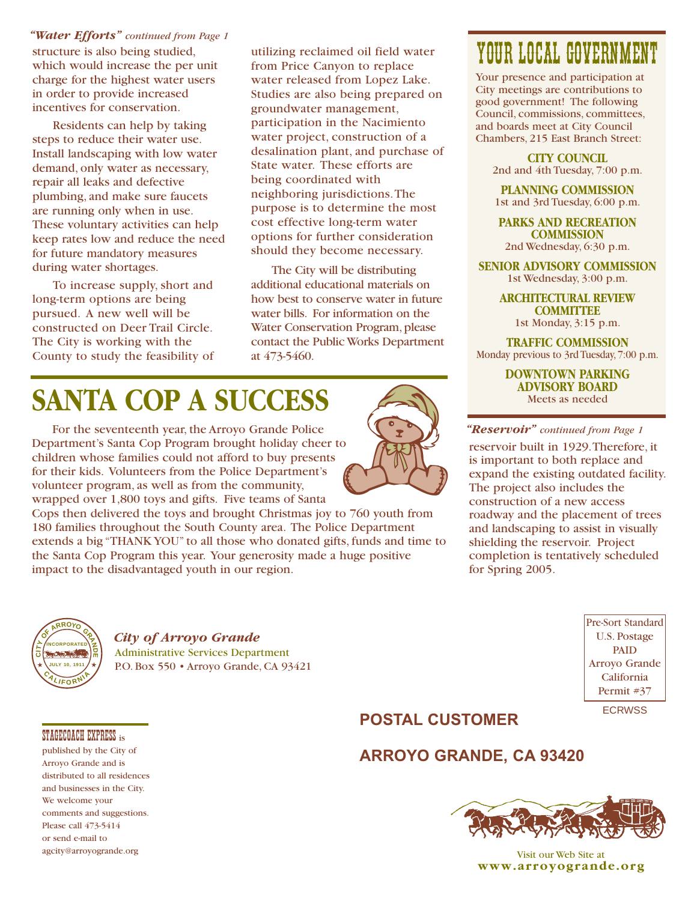*"Water Efforts" continued from Page 1*

structure is also being studied, which would increase the per unit charge for the highest water users in order to provide increased incentives for conservation.

Residents can help by taking steps to reduce their water use. Install landscaping with low water demand, only water as necessary, repair all leaks and defective plumbing, and make sure faucets are running only when in use. These voluntary activities can help keep rates low and reduce the need for future mandatory measures during water shortages.

To increase supply, short and long-term options are being pursued. A new well will be constructed on Deer Trail Circle. The City is working with the County to study the feasibility of utilizing reclaimed oil field water from Price Canyon to replace water released from Lopez Lake. Studies are also being prepared on groundwater management, participation in the Nacimiento water project, construction of a desalination plant, and purchase of State water. These efforts are being coordinated with neighboring jurisdictions. The purpose is to determine the most cost effective long-term water options for further consideration should they become necessary.

The City will be distributing additional educational materials on how best to conserve water in future water bills. For information on the Water Conservation Program, please contact the Public Works Department at 473-5460.

# SANTA COP A SUCCESS

For the seventeenth year, the Arroyo Grande Police Department's Santa Cop Program brought holiday cheer to children whose families could not afford to buy presents for their kids. Volunteers from the Police Department's volunteer program, as well as from the community, wrapped over 1,800 toys and gifts. Five teams of Santa Cops then delivered the toys and brought Christmas joy to 760 youth from 180 families throughout the South County area. The Police Department extends a big "THANK YOU" to all those who donated gifts, funds and time to the Santa Cop Program this year. Your generosity made a huge positive impact to the disadvantaged youth in our region.

# YOUR LOCAL GOVERNMENT

Your presence and participation at City meetings are contributions to good government! The following Council, commissions, committees, and boards meet at City Council Chambers, 215 East Branch Street:

**CITY COUNCIL**
2nd and 4th Tuesday, 7:00 p.m.

**PLANNING COMMISSION**
1st and 3rd Tuesday, 6:00 p.m.

**PARKS AND RECREATION COMMISSION**
2nd Wednesday, 6:30 p.m.

**SENIOR ADVISORY COMMISSION**
1st Wednesday, 3:00 p.m.

**ARCHITECTURAL REVIEW COMMITTEE**
1st Monday, 3:15 p.m.

**TRAFFIC COMMISSION**
Monday previous to 3rd Tuesday, 7:00 p.m.

**DOWNTOWN PARKING ADVISORY BOARD**
Meets as needed

*"Reservoir" continued from Page 1*

reservoir built in 1929. Therefore, it is important to both replace and expand the existing outdated facility. The project also includes the construction of a new access roadway and the placement of trees and landscaping to assist in visually shielding the reservoir. Project completion is tentatively scheduled for Spring 2005.

CITY OF ARROYO GRANDE
INCORPORATED
JULY 10, 1911
CALIFORNIA

*City of Arroyo Grande*
Administrative Services Department
P.O. Box 550 • Arroyo Grande, CA 93421

Pre-Sort Standard
U.S. Postage
PAID
Arroyo Grande
California
Permit #37

ECRWSS

**POSTAL CUSTOMER**

**ARROYO GRANDE, CA 93420**

STAGECOACH EXPRESS is published by the City of Arroyo Grande and is distributed to all residences and businesses in the City. We welcome your comments and suggestions. Please call 473-5414 or send e-mail to agcity@arroyogrande.org

Visit our Web Site at
**www.arroyogrande.org**